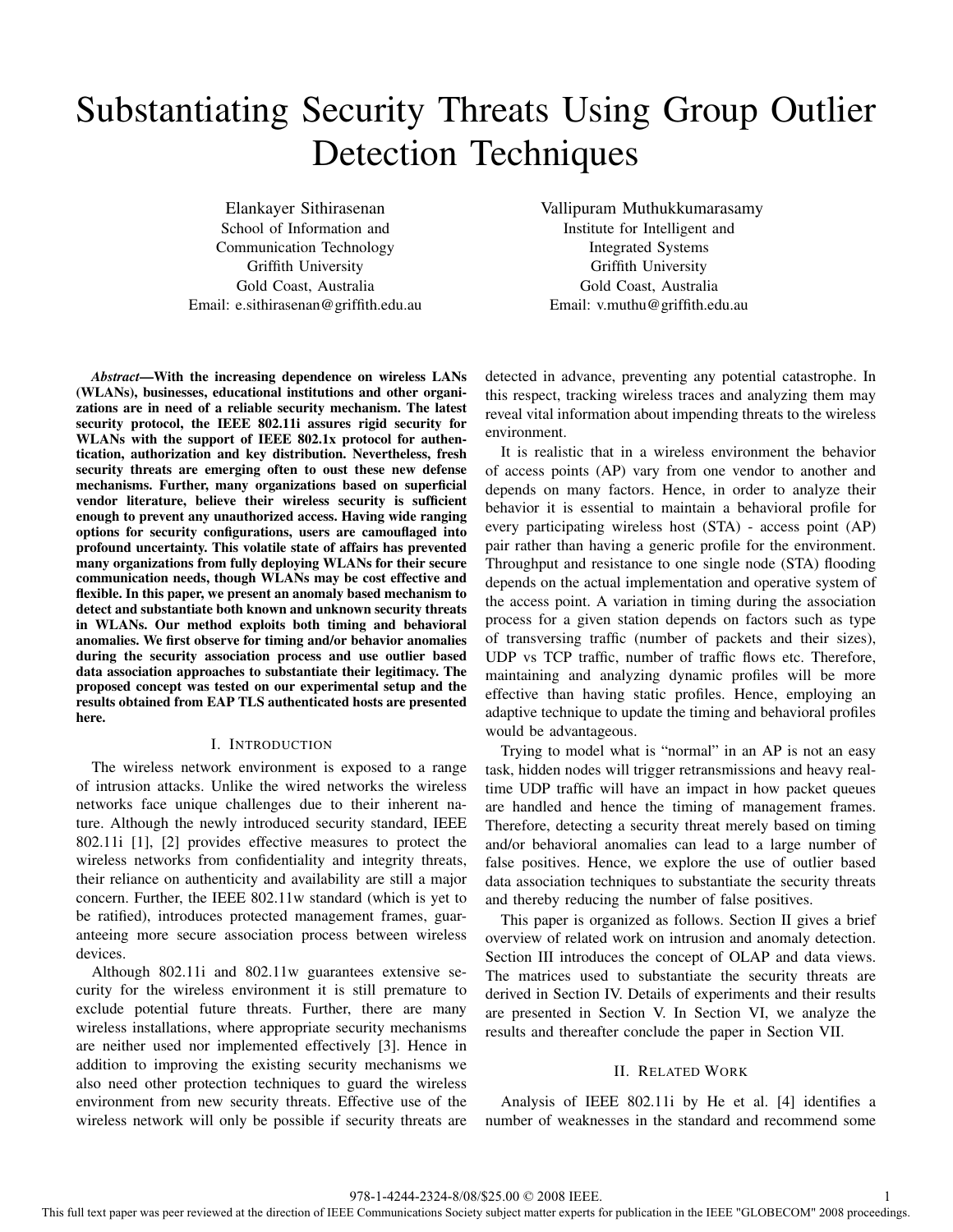# Substantiating Security Threats Using Group Outlier Detection Techniques

Elankayer Sithirasenan
School of Information and Communication Technology
Griffith University
Gold Coast, Australia
Email: e.sithirasenan@griffith.edu.au

Vallipuram Muthukkumarasamy
Institute for Intelligent and Integrated Systems
Griffith University
Gold Coast, Australia
Email: v.muthu@griffith.edu.au

***Abstract*—With the increasing dependence on wireless LANs (WLANs), businesses, educational institutions and other organizations are in need of a reliable security mechanism. The latest security protocol, the IEEE 802.11i assures rigid security for WLANs with the support of IEEE 802.1x protocol for authentication, authorization and key distribution. Nevertheless, fresh security threats are emerging often to oust these new defense mechanisms. Further, many organizations based on superficial vendor literature, believe their wireless security is sufficient enough to prevent any unauthorized access. Having wide ranging options for security configurations, users are camouflaged into profound uncertainty. This volatile state of affairs has prevented many organizations from fully deploying WLANs for their secure communication needs, though WLANs may be cost effective and flexible. In this paper, we present an anomaly based mechanism to detect and substantiate both known and unknown security threats in WLANs. Our method exploits both timing and behavioral anomalies. We first observe for timing and/or behavior anomalies during the security association process and use outlier based data association approaches to substantiate their legitimacy. The proposed concept was tested on our experimental setup and the results obtained from EAP TLS authenticated hosts are presented here.**

## I. Introduction

The wireless network environment is exposed to a range of intrusion attacks. Unlike the wired networks the wireless networks face unique challenges due to their inherent nature. Although the newly introduced security standard, IEEE 802.11i [1], [2] provides effective measures to protect the wireless networks from confidentiality and integrity threats, their reliance on authenticity and availability are still a major concern. Further, the IEEE 802.11w standard (which is yet to be ratified), introduces protected management frames, guaranteeing more secure association process between wireless devices.

Although 802.11i and 802.11w guarantees extensive security for the wireless environment it is still premature to exclude potential future threats. Further, there are many wireless installations, where appropriate security mechanisms are neither used nor implemented effectively [3]. Hence in addition to improving the existing security mechanisms we also need other protection techniques to guard the wireless environment from new security threats. Effective use of the wireless network will only be possible if security threats are detected in advance, preventing any potential catastrophe. In this respect, tracking wireless traces and analyzing them may reveal vital information about impending threats to the wireless environment.

It is realistic that in a wireless environment the behavior of access points (AP) vary from one vendor to another and depends on many factors. Hence, in order to analyze their behavior it is essential to maintain a behavioral profile for every participating wireless host (STA) - access point (AP) pair rather than having a generic profile for the environment. Throughput and resistance to one single node (STA) flooding depends on the actual implementation and operative system of the access point. A variation in timing during the association process for a given station depends on factors such as type of transversing traffic (number of packets and their sizes), UDP vs TCP traffic, number of traffic flows etc. Therefore, maintaining and analyzing dynamic profiles will be more effective than having static profiles. Hence, employing an adaptive technique to update the timing and behavioral profiles would be advantageous.

Trying to model what is "normal" in an AP is not an easy task, hidden nodes will trigger retransmissions and heavy real-time UDP traffic will have an impact in how packet queues are handled and hence the timing of management frames. Therefore, detecting a security threat merely based on timing and/or behavioral anomalies can lead to a large number of false positives. Hence, we explore the use of outlier based data association techniques to substantiate the security threats and thereby reducing the number of false positives.

This paper is organized as follows. Section II gives a brief overview of related work on intrusion and anomaly detection. Section III introduces the concept of OLAP and data views. The matrices used to substantiate the security threats are derived in Section IV. Details of experiments and their results are presented in Section V. In Section VI, we analyze the results and thereafter conclude the paper in Section VII.

## II. Related Work

Analysis of IEEE 802.11i by He et al. [4] identifies a number of weaknesses in the standard and recommend some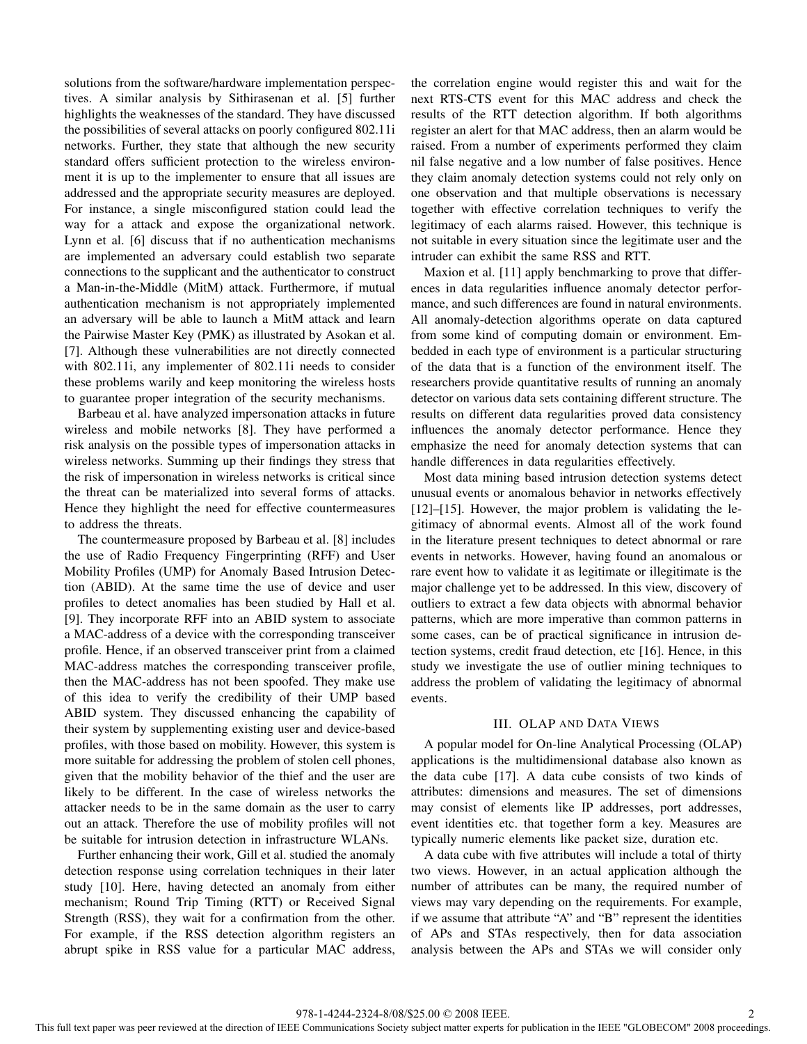solutions from the software/hardware implementation perspectives. A similar analysis by Sithirasenan et al. [5] further highlights the weaknesses of the standard. They have discussed the possibilities of several attacks on poorly configured 802.11i networks. Further, they state that although the new security standard offers sufficient protection to the wireless environment it is up to the implementer to ensure that all issues are addressed and the appropriate security measures are deployed. For instance, a single misconfigured station could lead the way for a attack and expose the organizational network. Lynn et al. [6] discuss that if no authentication mechanisms are implemented an adversary could establish two separate connections to the supplicant and the authenticator to construct a Man-in-the-Middle (MitM) attack. Furthermore, if mutual authentication mechanism is not appropriately implemented an adversary will be able to launch a MitM attack and learn the Pairwise Master Key (PMK) as illustrated by Asokan et al. [7]. Although these vulnerabilities are not directly connected with 802.11i, any implementer of 802.11i needs to consider these problems warily and keep monitoring the wireless hosts to guarantee proper integration of the security mechanisms.

Barbeau et al. have analyzed impersonation attacks in future wireless and mobile networks [8]. They have performed a risk analysis on the possible types of impersonation attacks in wireless networks. Summing up their findings they stress that the risk of impersonation in wireless networks is critical since the threat can be materialized into several forms of attacks. Hence they highlight the need for effective countermeasures to address the threats.

The countermeasure proposed by Barbeau et al. [8] includes the use of Radio Frequency Fingerprinting (RFF) and User Mobility Profiles (UMP) for Anomaly Based Intrusion Detection (ABID). At the same time the use of device and user profiles to detect anomalies has been studied by Hall et al. [9]. They incorporate RFF into an ABID system to associate a MAC-address of a device with the corresponding transceiver profile. Hence, if an observed transceiver print from a claimed MAC-address matches the corresponding transceiver profile, then the MAC-address has not been spoofed. They make use of this idea to verify the credibility of their UMP based ABID system. They discussed enhancing the capability of their system by supplementing existing user and device-based profiles, with those based on mobility. However, this system is more suitable for addressing the problem of stolen cell phones, given that the mobility behavior of the thief and the user are likely to be different. In the case of wireless networks the attacker needs to be in the same domain as the user to carry out an attack. Therefore the use of mobility profiles will not be suitable for intrusion detection in infrastructure WLANs.

Further enhancing their work, Gill et al. studied the anomaly detection response using correlation techniques in their later study [10]. Here, having detected an anomaly from either mechanism; Round Trip Timing (RTT) or Received Signal Strength (RSS), they wait for a confirmation from the other. For example, if the RSS detection algorithm registers an abrupt spike in RSS value for a particular MAC address, the correlation engine would register this and wait for the next RTS-CTS event for this MAC address and check the results of the RTT detection algorithm. If both algorithms register an alert for that MAC address, then an alarm would be raised. From a number of experiments performed they claim nil false negative and a low number of false positives. Hence they claim anomaly detection systems could not rely only on one observation and that multiple observations is necessary together with effective correlation techniques to verify the legitimacy of each alarms raised. However, this technique is not suitable in every situation since the legitimate user and the intruder can exhibit the same RSS and RTT.

Maxion et al. [11] apply benchmarking to prove that differences in data regularities influence anomaly detector performance, and such differences are found in natural environments. All anomaly-detection algorithms operate on data captured from some kind of computing domain or environment. Embedded in each type of environment is a particular structuring of the data that is a function of the environment itself. The researchers provide quantitative results of running an anomaly detector on various data sets containing different structure. The results on different data regularities proved data consistency influences the anomaly detector performance. Hence they emphasize the need for anomaly detection systems that can handle differences in data regularities effectively.

Most data mining based intrusion detection systems detect unusual events or anomalous behavior in networks effectively [12]–[15]. However, the major problem is validating the legitimacy of abnormal events. Almost all of the work found in the literature present techniques to detect abnormal or rare events in networks. However, having found an anomalous or rare event how to validate it as legitimate or illegitimate is the major challenge yet to be addressed. In this view, discovery of outliers to extract a few data objects with abnormal behavior patterns, which are more imperative than common patterns in some cases, can be of practical significance in intrusion detection systems, credit fraud detection, etc [16]. Hence, in this study we investigate the use of outlier mining techniques to address the problem of validating the legitimacy of abnormal events.

## III. OLAP AND DATA VIEWS

A popular model for On-line Analytical Processing (OLAP) applications is the multidimensional database also known as the data cube [17]. A data cube consists of two kinds of attributes: dimensions and measures. The set of dimensions may consist of elements like IP addresses, port addresses, event identities etc. that together form a key. Measures are typically numeric elements like packet size, duration etc.

A data cube with five attributes will include a total of thirty two views. However, in an actual application although the number of attributes can be many, the required number of views may vary depending on the requirements. For example, if we assume that attribute "A" and "B" represent the identities of APs and STAs respectively, then for data association analysis between the APs and STAs we will consider only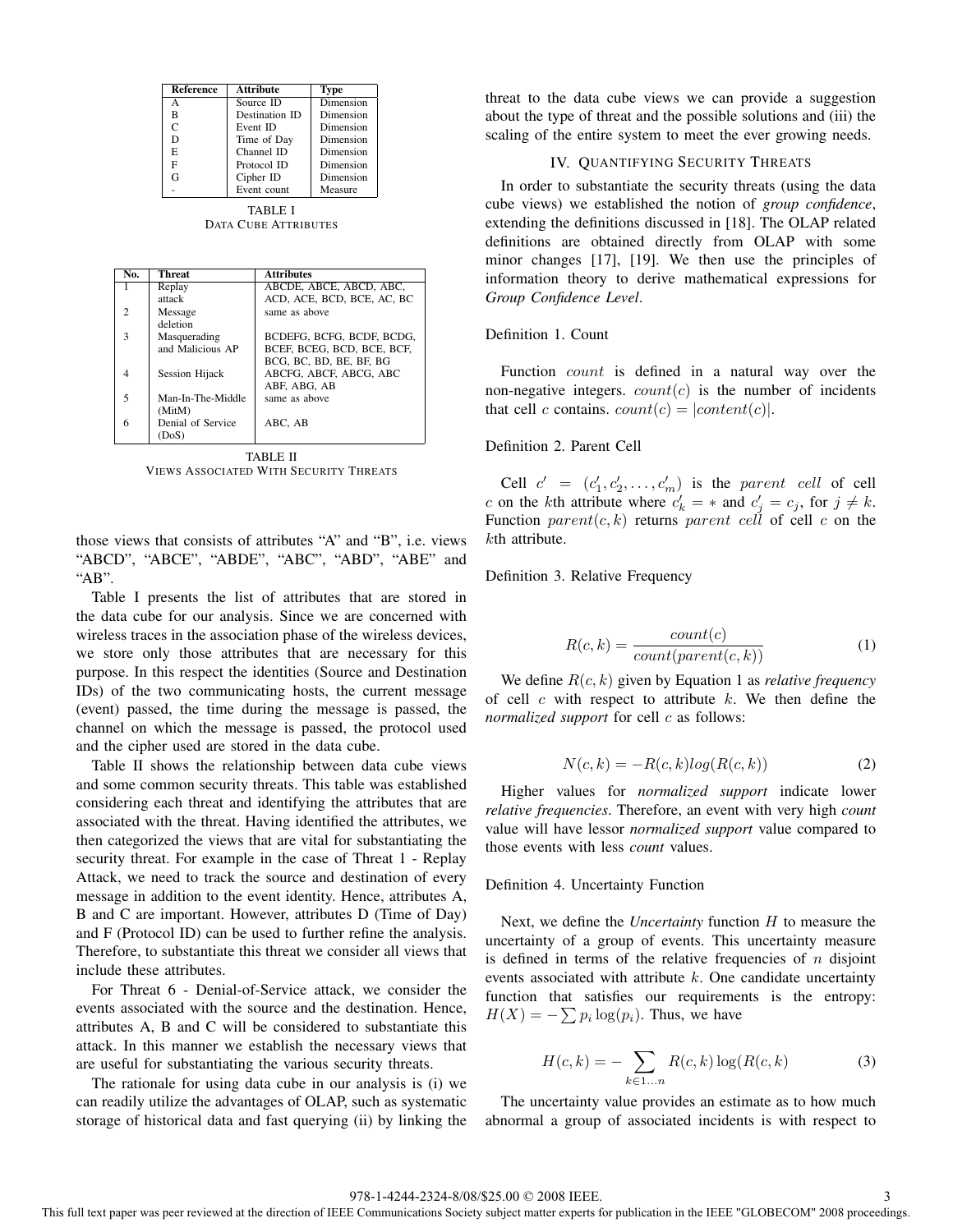| Reference | Attribute | Type |
|---|---|---|
| A | Source ID | Dimension |
| B | Destination ID | Dimension |
| C | Event ID | Dimension |
| D | Time of Day | Dimension |
| E | Channel ID | Dimension |
| F | Protocol ID | Dimension |
| G | Cipher ID | Dimension |
| - | Event count | Measure |

TABLE I
DATA CUBE ATTRIBUTES

| No. | Threat | Attributes |
|---|---|---|
| 1 | Replay attack | ABCDE, ABCE, ABCD, ABC, ACD, ACE, BCD, BCE, AC, BC |
| 2 | Message deletion | same as above |
| 3 | Masquerading and Malicious AP | BCDEFG, BCFG, BCDF, BCDG, BCEF, BCEG, BCD, BCE, BCF, BCG, BC, BD, BE, BF, BG |
| 4 | Session Hijack | ABCFG, ABCF, ABCG, ABC ABF, ABG, AB |
| 5 | Man-In-The-Middle (MitM) | same as above |
| 6 | Denial of Service (DoS) | ABC, AB |

TABLE II
VIEWS ASSOCIATED WITH SECURITY THREATS

those views that consists of attributes "A" and "B", i.e. views "ABCD", "ABCE", "ABDE", "ABC", "ABD", "ABE" and "AB".

Table I presents the list of attributes that are stored in the data cube for our analysis. Since we are concerned with wireless traces in the association phase of the wireless devices, we store only those attributes that are necessary for this purpose. In this respect the identities (Source and Destination IDs) of the two communicating hosts, the current message (event) passed, the time during the message is passed, the channel on which the message is passed, the protocol used and the cipher used are stored in the data cube.

Table II shows the relationship between data cube views and some common security threats. This table was established considering each threat and identifying the attributes that are associated with the threat. Having identified the attributes, we then categorized the views that are vital for substantiating the security threat. For example in the case of Threat 1 - Replay Attack, we need to track the source and destination of every message in addition to the event identity. Hence, attributes A, B and C are important. However, attributes D (Time of Day) and F (Protocol ID) can be used to further refine the analysis. Therefore, to substantiate this threat we consider all views that include these attributes.

For Threat 6 - Denial-of-Service attack, we consider the events associated with the source and the destination. Hence, attributes A, B and C will be considered to substantiate this attack. In this manner we establish the necessary views that are useful for substantiating the various security threats.

The rationale for using data cube in our analysis is (i) we can readily utilize the advantages of OLAP, such as systematic storage of historical data and fast querying (ii) by linking the threat to the data cube views we can provide a suggestion about the type of threat and the possible solutions and (iii) the scaling of the entire system to meet the ever growing needs.

## IV. QUANTIFYING SECURITY THREATS

In order to substantiate the security threats (using the data cube views) we established the notion of *group confidence*, extending the definitions discussed in [18]. The OLAP related definitions are obtained directly from OLAP with some minor changes [17], [19]. We then use the principles of information theory to derive mathematical expressions for *Group Confidence Level*.

Definition 1. Count

Function $count$ is defined in a natural way over the non-negative integers. $count(c)$ is the number of incidents that cell $c$ contains. $count(c) = |content(c)|$.

Definition 2. Parent Cell

Cell $c' = (c'_1, c'_2, \ldots, c'_m)$ is the $parent\ \ cell$ of cell $c$ on the $k$th attribute where $c'_k = *$ and $c'_j = c_j$, for $j \neq k$. Function $parent(c, k)$ returns $parent\ \ cell$ of cell $c$ on the $k$th attribute.

Definition 3. Relative Frequency

$$R(c, k) = \frac{count(c)}{count(parent(c, k))} \tag{1}$$

We define $R(c, k)$ given by Equation 1 as *relative frequency* of cell $c$ with respect to attribute $k$. We then define the *normalized support* for cell $c$ as follows:

$$N(c, k) = -R(c, k)log(R(c, k)) \tag{2}$$

Higher values for *normalized support* indicate lower *relative frequencies*. Therefore, an event with very high *count* value will have lessor *normalized support* value compared to those events with less *count* values.

Definition 4. Uncertainty Function

Next, we define the *Uncertainty* function $H$ to measure the uncertainty of a group of events. This uncertainty measure is defined in terms of the relative frequencies of $n$ disjoint events associated with attribute $k$. One candidate uncertainty function that satisfies our requirements is the entropy: $H(X) = -\sum p_i \log(p_i)$. Thus, we have

$$H(c, k) = -\sum_{k \in 1 \ldots n} R(c, k) \log(R(c, k) \tag{3}$$

The uncertainty value provides an estimate as to how much abnormal a group of associated incidents is with respect to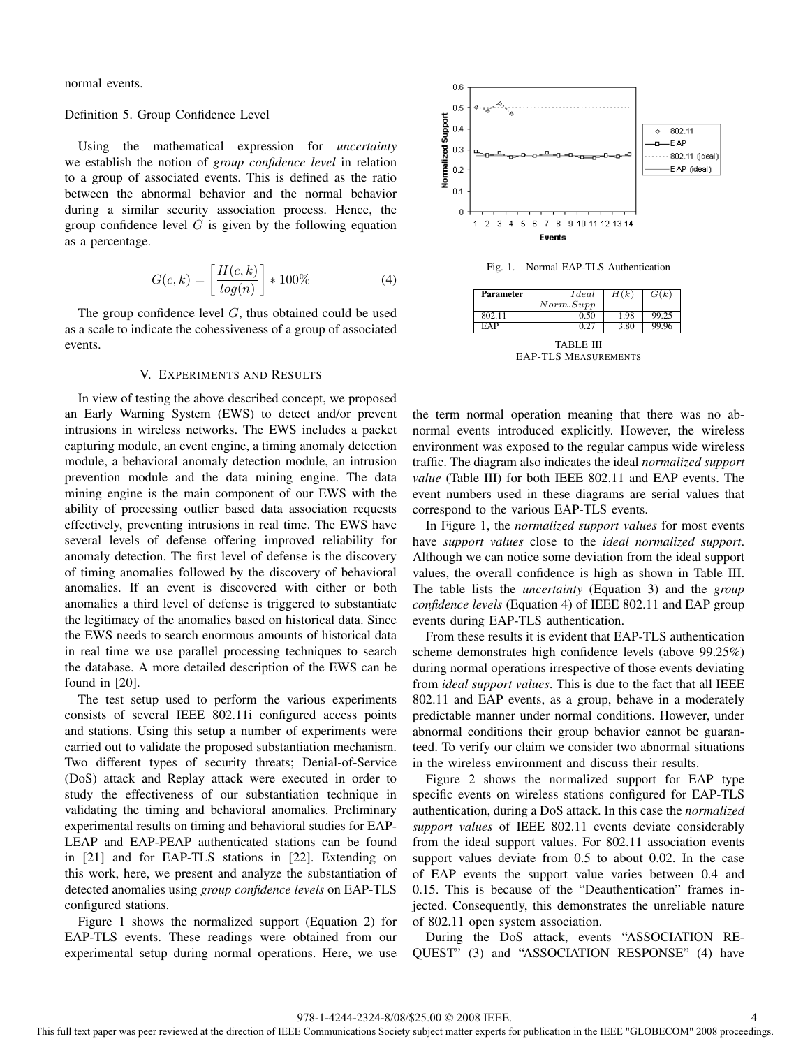normal events.

Definition 5. Group Confidence Level

Using the mathematical expression for *uncertainty* we establish the notion of *group confidence level* in relation to a group of associated events. This is defined as the ratio between the abnormal behavior and the normal behavior during a similar security association process. Hence, the group confidence level $G$ is given by the following equation as a percentage.

$$G(c,k) = \left[ \frac{H(c,k)}{log(n)} \right] * 100\% \qquad (4)$$

The group confidence level $G$, thus obtained could be used as a scale to indicate the cohessiveness of a group of associated events.

## V. Experiments and Results

In view of testing the above described concept, we proposed an Early Warning System (EWS) to detect and/or prevent intrusions in wireless networks. The EWS includes a packet capturing module, an event engine, a timing anomaly detection module, a behavioral anomaly detection module, an intrusion prevention module and the data mining engine. The data mining engine is the main component of our EWS with the ability of processing outlier based data association requests effectively, preventing intrusions in real time. The EWS have several levels of defense offering improved reliability for anomaly detection. The first level of defense is the discovery of timing anomalies followed by the discovery of behavioral anomalies. If an event is discovered with either or both anomalies a third level of defense is triggered to substantiate the legitimacy of the anomalies based on historical data. Since the EWS needs to search enormous amounts of historical data in real time we use parallel processing techniques to search the database. A more detailed description of the EWS can be found in [20].

The test setup used to perform the various experiments consists of several IEEE 802.11i configured access points and stations. Using this setup a number of experiments were carried out to validate the proposed substantiation mechanism. Two different types of security threats; Denial-of-Service (DoS) attack and Replay attack were executed in order to study the effectiveness of our substantiation technique in validating the timing and behavioral anomalies. Preliminary experimental results on timing and behavioral studies for EAP-LEAP and EAP-PEAP authenticated stations can be found in [21] and for EAP-TLS stations in [22]. Extending on this work, here, we present and analyze the substantiation of detected anomalies using *group confidence levels* on EAP-TLS configured stations.

Figure 1 shows the normalized support (Equation 2) for EAP-TLS events. These readings were obtained from our experimental setup during normal operations. Here, we use the term normal operation meaning that there was no abnormal events introduced explicitly. However, the wireless environment was exposed to the regular campus wide wireless traffic. The diagram also indicates the ideal *normalized support value* (Table III) for both IEEE 802.11 and EAP events. The event numbers used in these diagrams are serial values that correspond to the various EAP-TLS events.

Fig. 1. Normal EAP-TLS Authentication

| Parameter | $Ideal$ $Norm.Supp$ | $H(k)$ | $G(k)$ |
|---|---|---|---|
| 802.11 | 0.50 | 1.98 | 99.25 |
| EAP | 0.27 | 3.80 | 99.96 |

TABLE III
EAP-TLS Measurements

In Figure 1, the *normalized support values* for most events have *support values* close to the *ideal normalized support*. Although we can notice some deviation from the ideal support values, the overall confidence is high as shown in Table III. The table lists the *uncertainty* (Equation 3) and the *group confidence levels* (Equation 4) of IEEE 802.11 and EAP group events during EAP-TLS authentication.

From these results it is evident that EAP-TLS authentication scheme demonstrates high confidence levels (above 99.25%) during normal operations irrespective of those events deviating from *ideal support values*. This is due to the fact that all IEEE 802.11 and EAP events, as a group, behave in a moderately predictable manner under normal conditions. However, under abnormal conditions their group behavior cannot be guaranteed. To verify our claim we consider two abnormal situations in the wireless environment and discuss their results.

Figure 2 shows the normalized support for EAP type specific events on wireless stations configured for EAP-TLS authentication, during a DoS attack. In this case the *normalized support values* of IEEE 802.11 events deviate considerably from the ideal support values. For 802.11 association events support values deviate from 0.5 to about 0.02. In the case of EAP events the support value varies between 0.4 and 0.15. This is because of the "Deauthentication" frames injected. Consequently, this demonstrates the unreliable nature of 802.11 open system association.

During the DoS attack, events "ASSOCIATION REQUEST" (3) and "ASSOCIATION RESPONSE" (4) have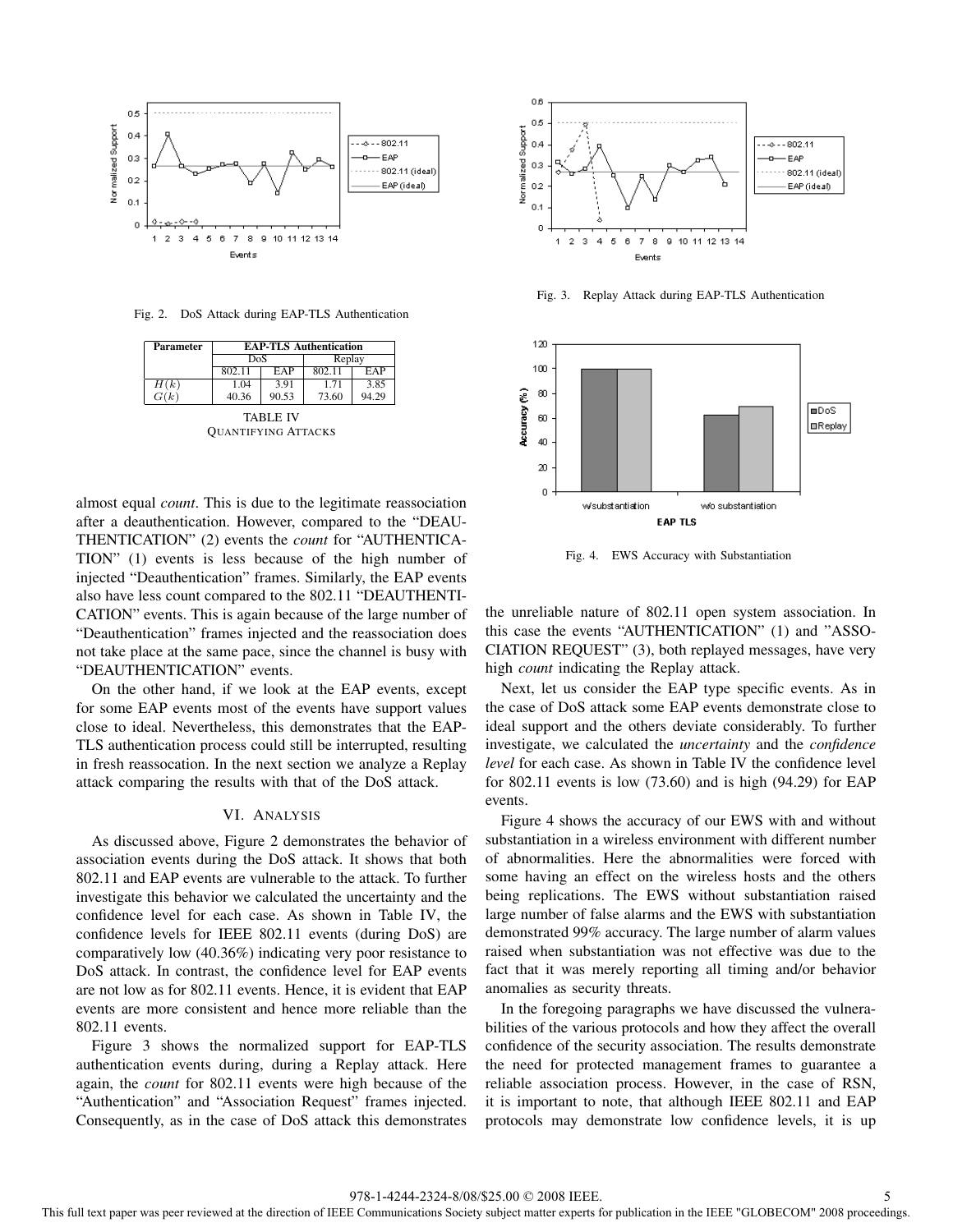Fig. 2. DoS Attack during EAP-TLS Authentication

| Parameter | EAP-TLS Authentication | | | |
|---|---|---|---|---|
| | DoS | | Replay | |
| | 802.11 | EAP | 802.11 | EAP |
| $H(k)$ | 1.04 | 3.91 | 1.71 | 3.85 |
| $G(k)$ | 40.36 | 90.53 | 73.60 | 94.29 |

TABLE IV
QUANTIFYING ATTACKS

almost equal *count*. This is due to the legitimate reassociation after a deauthentication. However, compared to the "DEAUTHENTICATION" (2) events the *count* for "AUTHENTICATION" (1) events is less because of the high number of injected "Deauthentication" frames. Similarly, the EAP events also have less count compared to the 802.11 "DEAUTHENTICATION" events. This is again because of the large number of "Deauthentication" frames injected and the reassociation does not take place at the same pace, since the channel is busy with "DEAUTHENTICATION" events.

On the other hand, if we look at the EAP events, except for some EAP events most of the events have support values close to ideal. Nevertheless, this demonstrates that the EAP-TLS authentication process could still be interrupted, resulting in fresh reassocation. In the next section we analyze a Replay attack comparing the results with that of the DoS attack.

## VI. Analysis

As discussed above, Figure 2 demonstrates the behavior of association events during the DoS attack. It shows that both 802.11 and EAP events are vulnerable to the attack. To further investigate this behavior we calculated the uncertainty and the confidence level for each case. As shown in Table IV, the confidence levels for IEEE 802.11 events (during DoS) are comparatively low (40.36%) indicating very poor resistance to DoS attack. In contrast, the confidence level for EAP events are not low as for 802.11 events. Hence, it is evident that EAP events are more consistent and hence more reliable than the 802.11 events.

Figure 3 shows the normalized support for EAP-TLS authentication events during, during a Replay attack. Here again, the *count* for 802.11 events were high because of the "Authentication" and "Association Request" frames injected. Consequently, as in the case of DoS attack this demonstrates the unreliable nature of 802.11 open system association. In this case the events "AUTHENTICATION" (1) and "ASSOCIATION REQUEST" (3), both replayed messages, have very high *count* indicating the Replay attack.

Fig. 3. Replay Attack during EAP-TLS Authentication

Fig. 4. EWS Accuracy with Substantiation

Next, let us consider the EAP type specific events. As in the case of DoS attack some EAP events demonstrate close to ideal support and the others deviate considerably. To further investigate, we calculated the *uncertainty* and the *confidence level* for each case. As shown in Table IV the confidence level for 802.11 events is low (73.60) and is high (94.29) for EAP events.

Figure 4 shows the accuracy of our EWS with and without substantiation in a wireless environment with different number of abnormalities. Here the abnormalities were forced with some having an effect on the wireless hosts and the others being replications. The EWS without substantiation raised large number of false alarms and the EWS with substantiation demonstrated 99% accuracy. The large number of alarm values raised when substantiation was not effective was due to the fact that it was merely reporting all timing and/or behavior anomalies as security threats.

In the foregoing paragraphs we have discussed the vulnerabilities of the various protocols and how they affect the overall confidence of the security association. The results demonstrate the need for protected management frames to guarantee a reliable association process. However, in the case of RSN, it is important to note, that although IEEE 802.11 and EAP protocols may demonstrate low confidence levels, it is up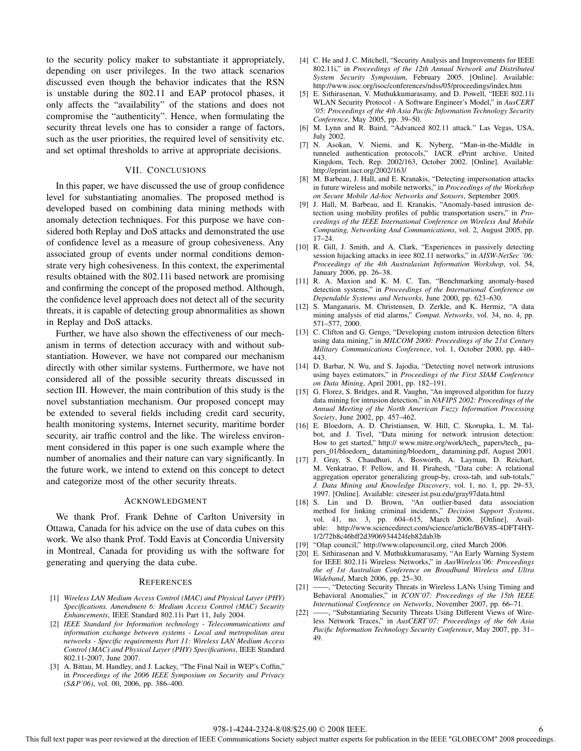to the security policy maker to substantiate it appropriately, depending on user privileges. In the two attack scenarios discussed even though the behavior indicates that the RSN is unstable during the 802.11 and EAP protocol phases, it only affects the "availability" of the stations and does not compromise the "authenticity". Hence, when formulating the security threat levels one has to consider a range of factors, such as the user priorities, the required level of sensitivity etc. and set optimal thresholds to arrive at appropriate decisions.

## VII. Conclusions

In this paper, we have discussed the use of group confidence level for substantiating anomalies. The proposed method is developed based on combining data mining methods with anomaly detection techniques. For this purpose we have considered both Replay and DoS attacks and demonstrated the use of confidence level as a measure of group cohesiveness. Any associated group of events under normal conditions demonstrate very high cohesiveness. In this context, the experimental results obtained with the 802.11i based network are promising and confirming the concept of the proposed method. Although, the confidence level approach does not detect all of the security threats, it is capable of detecting group abnormalities as shown in Replay and DoS attacks.

Further, we have also shown the effectiveness of our mechanism in terms of detection accuracy with and without substantiation. However, we have not compared our mechanism directly with other similar systems. Furthermore, we have not considered all of the possible security threats discussed in section III. However, the main contribution of this study is the novel substantiation mechanism. Our proposed concept may be extended to several fields including credit card security, health monitoring systems, Internet security, maritime border security, air traffic control and the like. The wireless environment considered in this paper is one such example where the number of anomalies and their nature can vary significantly. In the future work, we intend to extend on this concept to detect and categorize most of the other security threats.

## Acknowledgment

We thank Prof. Frank Dehne of Carlton University in Ottawa, Canada for his advice on the use of data cubes on this work. We also thank Prof. Todd Eavis at Concordia University in Montreal, Canada for providing us with the software for generating and querying the data cube.

## References

[1] *Wireless LAN Medium Access Control (MAC) and Physical Layer (PHY) Specifications. Amendment 6: Medium Access Control (MAC) Security Enhancements*, IEEE Standard 802.11i Part 11, July 2004.

[2] *IEEE Standard for Information technology - Telecommunications and information exchange between systems - Local and metropolitan area networks - Specific requirements Part 11: Wireless LAN Medium Access Control (MAC) and Physical Layer (PHY) Specifications*, IEEE Standard 802.11-2007, June 2007.

[3] A. Bittau, M. Handley, and J. Lackey, "The Final Nail in WEP's Coffin," in *Proceedings of the 2006 IEEE Symposium on Security and Privacy (S&P'06)*, vol. 00, 2006, pp. 386–400.

[4] C. He and J. C. Mitchell, "Security Analysis and Improvements for IEEE 802.11i," in *Proceedings of the 12th Annual Network and Distributed System Security Symposium*, February 2005. [Online]. Available: http://www.isoc.org/isoc/conferences/ndss/05/proceedings/index.htm

[5] E. Sithirasenan, V. Muthukkumarasamy, and D. Powell, "IEEE 802.11i WLAN Security Protocol - A Software Engineer's Model," in *AusCERT '05: Proceedings of the 4th Asia Pacific Information Technology Security Conference*, May 2005, pp. 39–50.

[6] M. Lynn and R. Baird, "Advanced 802.11 attack." Las Vegas, USA, July 2002.

[7] N. Asokan, V. Niemi, and K. Nyberg, "Man-in-the-Middle in tunneled authentication protocols," IACR ePrint archive, United Kingdom, Tech. Rep. 2002/163, October 2002. [Online]. Available: http://eprint.iacr.org/2002/163/

[8] M. Barbeau, J. Hall, and E. Kranakis, "Detecting impersonation attacks in future wireless and mobile networks," in *Proceedings of the Workshop on Secure Mobile Ad-hoc Networks and Sensors*, September 2005.

[9] J. Hall, M. Barbeau, and E. Kranakis, "Anomaly-based intrusion detection using mobility profiles of public transportation users," in *Proceedings of the IEEE International Conference on Wireless And Mobile Computing, Networking And Communications*, vol. 2, August 2005, pp. 17–24.

[10] R. Gill, J. Smith, and A. Clark, "Experiences in passively detecting session hijacking attacks in ieee 802.11 networks," in *AISW-NetSec '06: Proceedings of the 4th Australasian Information Workshop*, vol. 54, January 2006, pp. 26–38.

[11] R. A. Maxion and K. M. C. Tan, "Benchmarking anomaly-based detection systems," in *Proceedings of the International Conference on Dependable Systems and Networks*, June 2000, pp. 623–630.

[12] S. Manganaris, M. Christensen, D. Zerkle, and K. Hermiz, "A data mining analysis of rtid alarms," *Comput. Networks*, vol. 34, no. 4, pp. 571–577, 2000.

[13] C. Clifton and G. Gengo, "Developing custom intrusion detection filters using data mining," in *MILCOM 2000: Proceedings of the 21st Century Military Communications Conference*, vol. 1, October 2000, pp. 440–443.

[14] D. Barbar, N. Wu, and S. Jajodia, "Detecting novel network intrusions using bayes estimators," in *Proceedings of the First SIAM Conference on Data Mining*, April 2001, pp. 182–191.

[15] G. Florez, S. Bridges, and R. Vaughn, "An improved algorithm for fuzzy data mining for intrusion detection," in *NAFIPS 2002: Proceedings of the Annual Meeting of the North American Fuzzy Information Processing Society*, June 2002, pp. 457–462.

[16] E. Bloedorn, A. D. Christiansen, W. Hill, C. Skorupka, L. M. Talbot, and J. Tivel, "Data mining for network intrusion detection: How to get started," http:// www.mitre.org/work/tech_ papers/tech_ papers_01/bloedorn_ datamining/bloedorn_ datamining.pdf, August 2001.

[17] J. Gray, S. Chaudhuri, A. Bosworth, A. Layman, D. Reichart, M. Venkatrao, F. Pellow, and H. Pirahesh, "Data cube: A relational aggregation operator generalizing group-by, cross-tab, and sub-totals," *J. Data Mining and Knowledge Discovery*, vol. 1, no. 1, pp. 29–53, 1997. [Online]. Available: citeseer.ist.psu.edu/gray97data.html

[18] S. Lin and D. Brown, "An outlier-based data association method for linking criminal incidents," *Decision Support Systems*, vol. 41, no. 3, pp. 604–615, March 2006. [Online]. Available: http://www.sciencedirect.com/science/article/B6V8S-4DFT4HY-1/2/72b8c46bff2d3906934424feb82dab3b

[19] "Olap council," http://www.olapcouncil.org, cited March 2006.

[20] E. Sithirasenan and V. Muthukkumarasamy, "An Early Warning System for IEEE 802.11i Wireless Networks," in *AusWireless'06: Proceedings of the 1st Australian Conference on Broadband Wireless and Ultra Wideband*, March 2006, pp. 25–30.

[21] ——, "Detecting Security Threats in Wireless LANs Using Timing and Behavioral Anomalies," in *ICON'07: Proceedings of the 15th IEEE International Conference on Networks*, November 2007, pp. 66–71.

[22] ——, "Substantiating Security Threats Using Different Views of Wireless Network Traces," in *AusCERT'07: Proceedings of the 6th Asia Pacific Information Technology Security Conference*, May 2007, pp. 31–49.